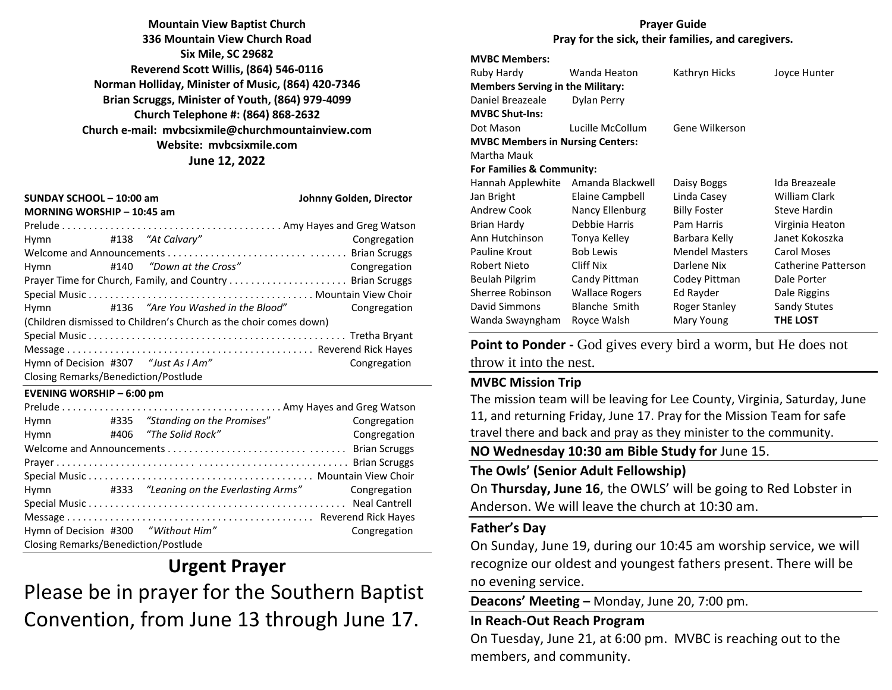**Mountain View Baptist Church**
**336 Mountain View Church Road**
**Six Mile, SC 29682**
**Reverend Scott Willis, (864) 546-0116**
**Norman Holliday, Minister of Music, (864) 420-7346**
**Brian Scruggs, Minister of Youth, (864) 979-4099**
**Church Telephone #: (864) 868-2632**
**Church e-mail: mvbcsixmile@churchmountainview.com**
**Website: mvbcsixmile.com**
**June 12, 2022**

**SUNDAY SCHOOL – 10:00 am** **Johnny Golden, Director**

**MORNING WORSHIP – 10:45 am**

Prelude . . . . . . . . . . Amy Hayes and Greg Watson
Hymn #138 *"At Calvary"* Congregation
Welcome and Announcements . . . . . . . . . . Brian Scruggs
Hymn #140 *"Down at the Cross"* Congregation
Prayer Time for Church, Family, and Country . . . . . . . . . . Brian Scruggs
Special Music . . . . . . . . . . Mountain View Choir
Hymn #136 *"Are You Washed in the Blood"* Congregation
(Children dismissed to Children's Church as the choir comes down)
Special Music . . . . . . . . . . Tretha Bryant
Message . . . . . . . . . . Reverend Rick Hayes
Hymn of Decision #307 *"Just As I Am"* Congregation
Closing Remarks/Benediction/Postlude

**EVENING WORSHIP – 6:00 pm**

Prelude . . . . . . . . . . Amy Hayes and Greg Watson
Hymn #335 *"Standing on the Promises"* Congregation
Hymn #406 *"The Solid Rock"* Congregation
Welcome and Announcements . . . . . . . . . . Brian Scruggs
Prayer . . . . . . . . . . Brian Scruggs
Special Music . . . . . . . . . . Mountain View Choir
Hymn #333 *"Leaning on the Everlasting Arms"* Congregation
Special Music . . . . . . . . . . Neal Cantrell
Message . . . . . . . . . . Reverend Rick Hayes
Hymn of Decision #300 *"Without Him"* Congregation
Closing Remarks/Benediction/Postlude

# Urgent Prayer

Please be in prayer for the Southern Baptist Convention, from June 13 through June 17.

**Prayer Guide**
**Pray for the sick, their families, and caregivers.**

**MVBC Members:**
Ruby Hardy, Wanda Heaton, Kathryn Hicks, Joyce Hunter

**Members Serving in the Military:**
Daniel Breazeale, Dylan Perry

**MVBC Shut-Ins:**
Dot Mason, Lucille McCollum, Gene Wilkerson

**MVBC Members in Nursing Centers:**
Martha Mauk

**For Families & Community:**

| | | | |
|---|---|---|---|
| Hannah Applewhite | Amanda Blackwell | Daisy Boggs | Ida Breazeale |
| Jan Bright | Elaine Campbell | Linda Casey | William Clark |
| Andrew Cook | Nancy Ellenburg | Billy Foster | Steve Hardin |
| Brian Hardy | Debbie Harris | Pam Harris | Virginia Heaton |
| Ann Hutchinson | Tonya Kelley | Barbara Kelly | Janet Kokoszka |
| Pauline Krout | Bob Lewis | Mendel Masters | Carol Moses |
| Robert Nieto | Cliff Nix | Darlene Nix | Catherine Patterson |
| Beulah Pilgrim | Candy Pittman | Codey Pittman | Dale Porter |
| Sherree Robinson | Wallace Rogers | Ed Rayder | Dale Riggins |
| David Simmons | Blanche Smith | Roger Stanley | Sandy Stutes |
| Wanda Swayngham | Royce Walsh | Mary Young | **THE LOST** |

**Point to Ponder -** God gives every bird a worm, but He does not throw it into the nest.

**MVBC Mission Trip**
The mission team will be leaving for Lee County, Virginia, Saturday, June 11, and returning Friday, June 17. Pray for the Mission Team for safe travel there and back and pray as they minister to the community.

**NO Wednesday 10:30 am Bible Study for** June 15.

**The Owls' (Senior Adult Fellowship)**
On **Thursday, June 16**, the OWLS' will be going to Red Lobster in Anderson. We will leave the church at 10:30 am.

**Father's Day**
On Sunday, June 19, during our 10:45 am worship service, we will recognize our oldest and youngest fathers present. There will be no evening service.

**Deacons' Meeting –** Monday, June 20, 7:00 pm.

**In Reach-Out Reach Program**
On Tuesday, June 21, at 6:00 pm. MVBC is reaching out to the members, and community.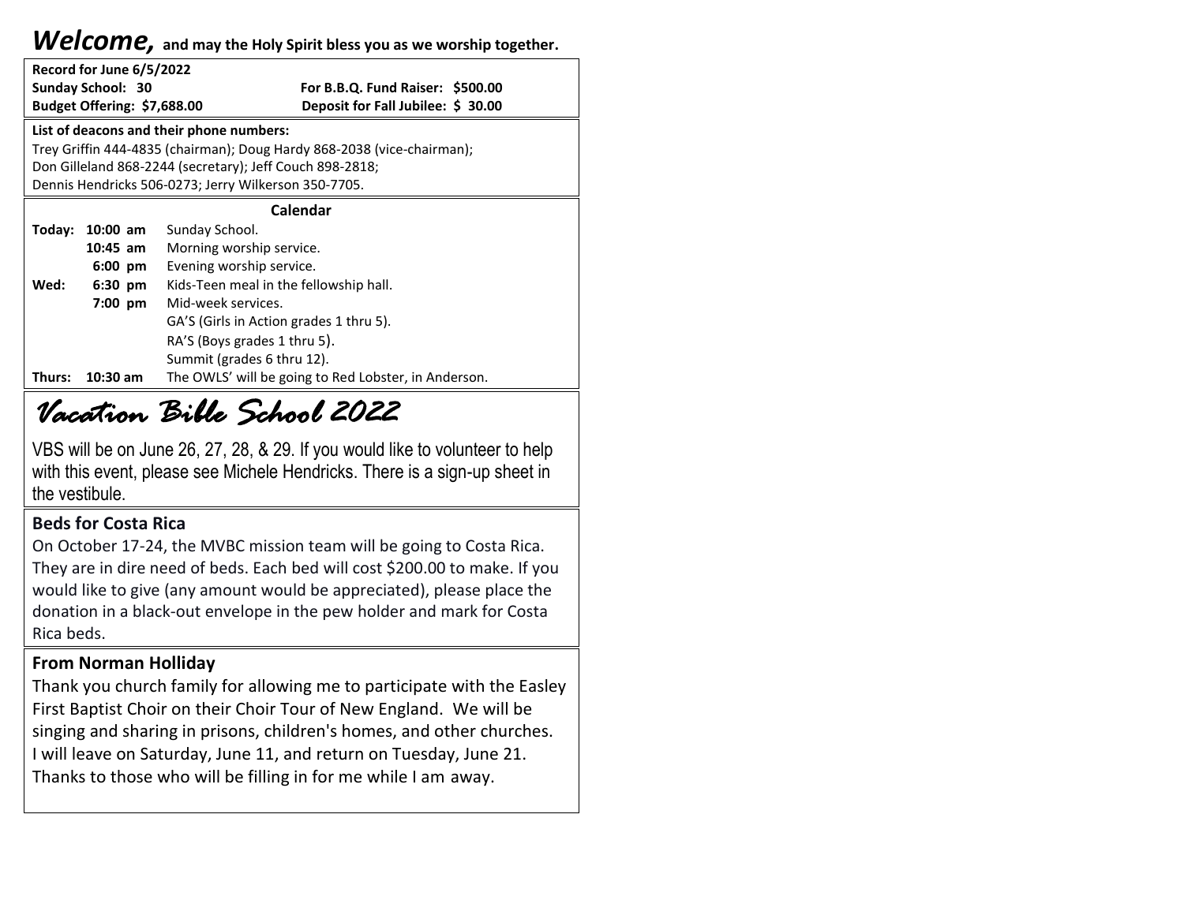# *Welcome,* **and may the Holy Spirit bless you as we worship together.**

**Record for June 6/5/2022**

| | |
|---|---|
| **Sunday School: 30** | **For B.B.Q. Fund Raiser: $500.00** |
| **Budget Offering: $7,688.00** | **Deposit for Fall Jubilee: $ 30.00** |

**List of deacons and their phone numbers:**

Trey Griffin 444-4835 (chairman); Doug Hardy 868-2038 (vice-chairman); Don Gilleland 868-2244 (secretary); Jeff Couch 898-2818; Dennis Hendricks 506-0273; Jerry Wilkerson 350-7705.

**Calendar**

| | | |
|---|---|---|
| **Today:** | **10:00 am** | Sunday School. |
| | **10:45 am** | Morning worship service. |
| | **6:00 pm** | Evening worship service. |
| **Wed:** | **6:30 pm** | Kids-Teen meal in the fellowship hall. |
| | **7:00 pm** | Mid-week services. |
| | | GA'S (Girls in Action grades 1 thru 5). |
| | | RA'S (Boys grades 1 thru 5). |
| | | Summit (grades 6 thru 12). |
| **Thurs:** | **10:30 am** | The OWLS' will be going to Red Lobster, in Anderson. |

## *Vacation Bible School 2022*

VBS will be on June 26, 27, 28, & 29. If you would like to volunteer to help with this event, please see Michele Hendricks. There is a sign-up sheet in the vestibule.

## Beds for Costa Rica

On October 17-24, the MVBC mission team will be going to Costa Rica. They are in dire need of beds. Each bed will cost $200.00 to make. If you would like to give (any amount would be appreciated), please place the donation in a black-out envelope in the pew holder and mark for Costa Rica beds.

## From Norman Holliday

Thank you church family for allowing me to participate with the Easley First Baptist Choir on their Choir Tour of New England. We will be singing and sharing in prisons, children's homes, and other churches. I will leave on Saturday, June 11, and return on Tuesday, June 21. Thanks to those who will be filling in for me while I am away.